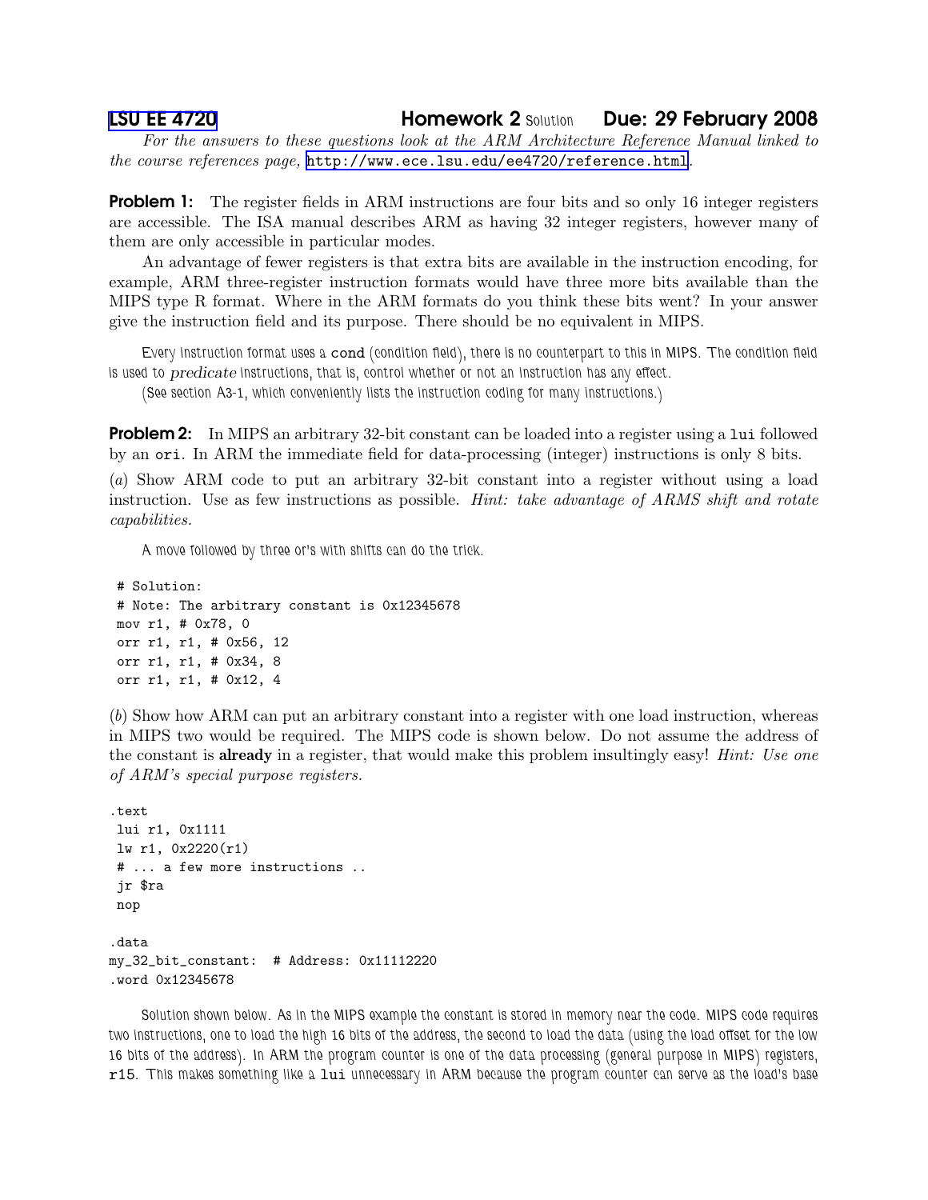# LSU EE 4720 Homework 2 Solution Due: 29 February 2008

*For the answers to these questions look at the ARM Architecture Reference Manual linked to the course references page,* `http://www.ece.lsu.edu/ee4720/reference.html`*.*

**Problem 1:** The register fields in ARM instructions are four bits and so only 16 integer registers are accessible. The ISA manual describes ARM as having 32 integer registers, however many of them are only accessible in particular modes.

An advantage of fewer registers is that extra bits are available in the instruction encoding, for example, ARM three-register instruction formats would have three more bits available than the MIPS type R format. Where in the ARM formats do you think these bits went? In your answer give the instruction field and its purpose. There should be no equivalent in MIPS.

Every instruction format uses a `cond` (condition field), there is no counterpart to this in MIPS. The condition field is used to *predicate* instructions, that is, control whether or not an instruction has any effect.

(See section A3-1, which conveniently lists the instruction coding for many instructions.)

**Problem 2:** In MIPS an arbitrary 32-bit constant can be loaded into a register using a `lui` followed by an `ori`. In ARM the immediate field for data-processing (integer) instructions is only 8 bits.

(*a*) Show ARM code to put an arbitrary 32-bit constant into a register without using a load instruction. Use as few instructions as possible. *Hint: take advantage of ARMS shift and rotate capabilities.*

A move followed by three or's with shifts can do the trick.

```
 # Solution:
 # Note: The arbitrary constant is 0x12345678
 mov r1, # 0x78, 0
 orr r1, r1, # 0x56, 12
 orr r1, r1, # 0x34, 8
 orr r1, r1, # 0x12, 4
```

(*b*) Show how ARM can put an arbitrary constant into a register with one load instruction, whereas in MIPS two would be required. The MIPS code is shown below. Do not assume the address of the constant is **already** in a register, that would make this problem insultingly easy! *Hint: Use one of ARM's special purpose registers.*

```
.text
 lui r1, 0x1111
 lw r1, 0x2220(r1)
 # ... a few more instructions ..
 jr $ra
 nop

.data
my_32_bit_constant:  # Address: 0x11112220
.word 0x12345678
```

Solution shown below. As in the MIPS example the constant is stored in memory near the code. MIPS code requires two instructions, one to load the high 16 bits of the address, the second to load the data (using the load offset for the low 16 bits of the address). In ARM the program counter is one of the data processing (general purpose in MIPS) registers, `r15`. This makes something like a `lui` unnecessary in ARM because the program counter can serve as the load's base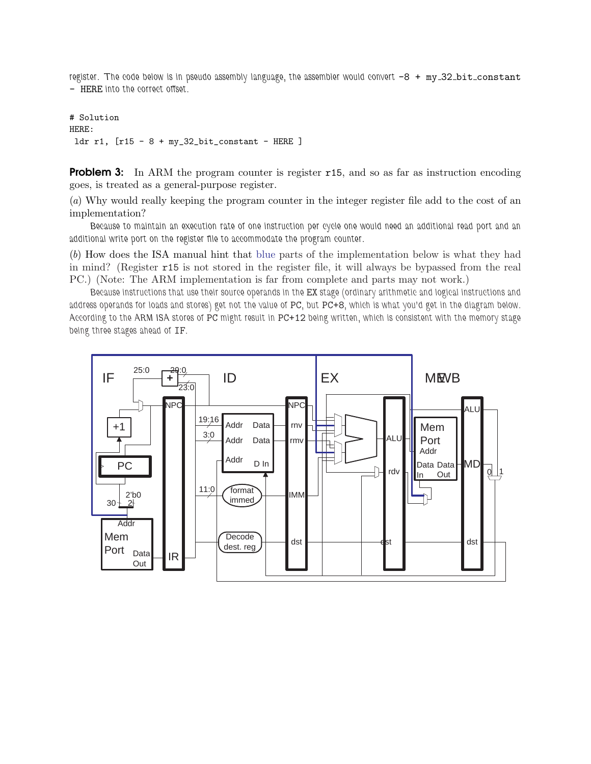register. The code below is in pseudo assembly language, the assembler would convert `-8 + my_32_bit_constant - HERE` into the correct offset.

```
# Solution
HERE:
 ldr r1, [r15 - 8 + my_32_bit_constant - HERE ]
```

**Problem 3:** In ARM the program counter is register `r15`, and so as far as instruction encoding goes, is treated as a general-purpose register.

(*a*) Why would really keeping the program counter in the integer register file add to the cost of an implementation?

Because to maintain an execution rate of one instruction per cycle one would need an additional read port and an additional write port on the register file to accommodate the program counter.

(*b*) How does the ISA manual hint that blue parts of the implementation below is what they had in mind? (Register `r15` is not stored in the register file, it will always be bypassed from the real PC.) (Note: The ARM implementation is far from complete and parts may not work.)

Because instructions that use their source operands in the EX stage (ordinary arithmetic and logical instructions and address operands for loads and stores) get not the value of PC, but PC+8, which is what you'd get in the diagram below. According to the ARM ISA stores of PC might result in PC+12 being written, which is consistent with the memory stage being three stages ahead of IF.

IF
ID
EX
ME
WB
25:0
29:0
23:0
+
+1
PC
NPC
NPC
IR
19:16
3:0
11:0
Addr
Addr
Addr
Data
Data
D In
rnv
rmv
IMM
format immed
Decode dest. reg
dst
dst
dst
ALU
rdv
ALU
MD
Mem Port
Addr
Data In
Data Out
0
1
2'b0
30
2
Addr
Mem Port
Data Out